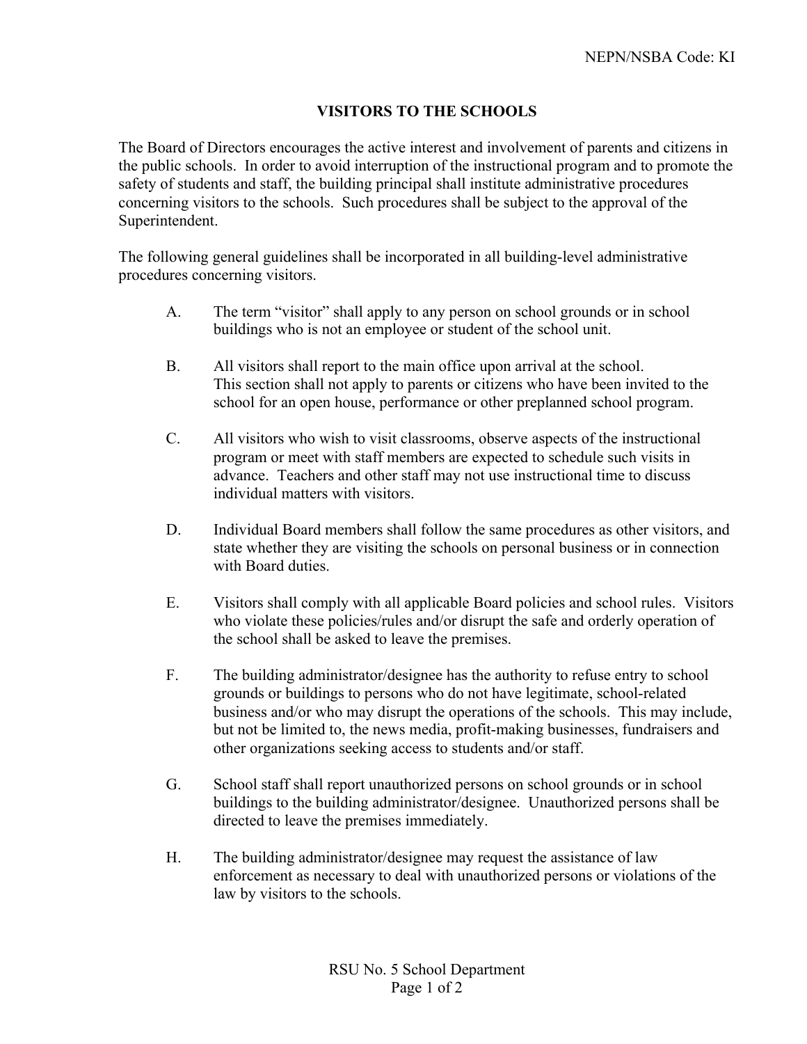NEPN/NSBA Code: KI

# VISITORS TO THE SCHOOLS

The Board of Directors encourages the active interest and involvement of parents and citizens in the public schools. In order to avoid interruption of the instructional program and to promote the safety of students and staff, the building principal shall institute administrative procedures concerning visitors to the schools. Such procedures shall be subject to the approval of the Superintendent.

The following general guidelines shall be incorporated in all building-level administrative procedures concerning visitors.

A. The term "visitor" shall apply to any person on school grounds or in school buildings who is not an employee or student of the school unit.

B. All visitors shall report to the main office upon arrival at the school. This section shall not apply to parents or citizens who have been invited to the school for an open house, performance or other preplanned school program.

C. All visitors who wish to visit classrooms, observe aspects of the instructional program or meet with staff members are expected to schedule such visits in advance. Teachers and other staff may not use instructional time to discuss individual matters with visitors.

D. Individual Board members shall follow the same procedures as other visitors, and state whether they are visiting the schools on personal business or in connection with Board duties.

E. Visitors shall comply with all applicable Board policies and school rules. Visitors who violate these policies/rules and/or disrupt the safe and orderly operation of the school shall be asked to leave the premises.

F. The building administrator/designee has the authority to refuse entry to school grounds or buildings to persons who do not have legitimate, school-related business and/or who may disrupt the operations of the schools. This may include, but not be limited to, the news media, profit-making businesses, fundraisers and other organizations seeking access to students and/or staff.

G. School staff shall report unauthorized persons on school grounds or in school buildings to the building administrator/designee. Unauthorized persons shall be directed to leave the premises immediately.

H. The building administrator/designee may request the assistance of law enforcement as necessary to deal with unauthorized persons or violations of the law by visitors to the schools.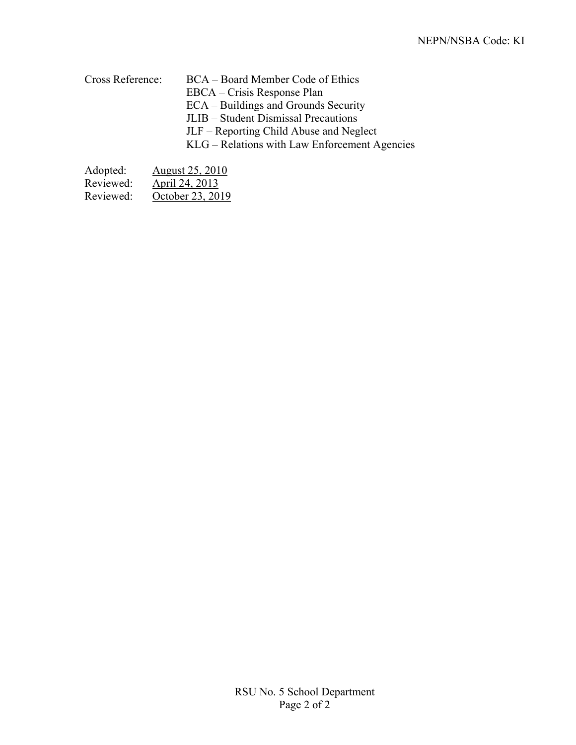Cross Reference: BCA – Board Member Code of Ethics
EBCA – Crisis Response Plan
ECA – Buildings and Grounds Security
JLIB – Student Dismissal Precautions
JLF – Reporting Child Abuse and Neglect
KLG – Relations with Law Enforcement Agencies

Adopted: August 25, 2010
Reviewed: April 24, 2013
Reviewed: October 23, 2019